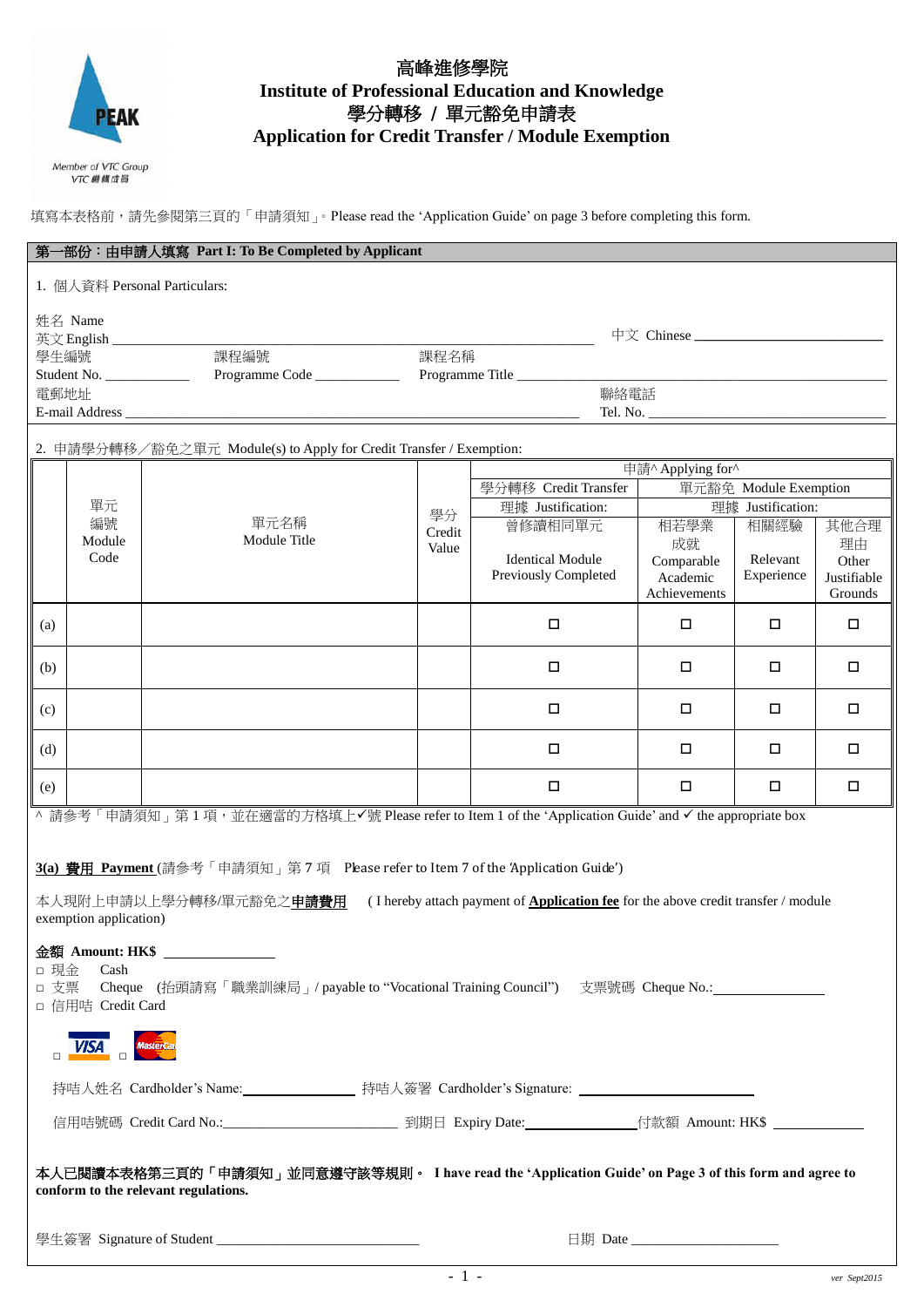# 高峰進修學院
# Institute of Professional Education and Knowledge
## 學分轉移 / 單元豁免申請表
## Application for Credit Transfer / Module Exemption

PEAK
Member of VTC Group
VTC 機構成員

填寫本表格前，請先參閱第三頁的「申請須知」。Please read the 'Application Guide' on page 3 before completing this form.

**第一部份：由申請人填寫 Part I: To Be Completed by Applicant**

1. 個人資料 Personal Particulars:

姓名 Name
英文 English ______________________________ 中文 Chinese ______________________

學生編號 Student No. ____________ 課程編號 Programme Code ____________ 課程名稱 Programme Title ______________________________

電郵地址 E-mail Address ______________________________ 聯絡電話 Tel. No. ______________________

2. 申請學分轉移／豁免之單元 Module(s) to Apply for Credit Transfer / Exemption:

| | 單元編號 Module Code | 單元名稱 Module Title | 學分 Credit Value | 申請^ Applying for^ | | | |
|---|---|---|---|---|---|---|---|
| | | | | 學分轉移 Credit Transfer | 單元豁免 Module Exemption | | |
| | | | | 理據 Justification: | 理據 Justification: | | |
| | | | | 曾修讀相同單元 Identical Module Previously Completed | 相若學業成就 Comparable Academic Achievements | 相關經驗 Relevant Experience | 其他合理理由 Other Justifiable Grounds |
| (a) | | | | ☐ | ☐ | ☐ | ☐ |
| (b) | | | | ☐ | ☐ | ☐ | ☐ |
| (c) | | | | ☐ | ☐ | ☐ | ☐ |
| (d) | | | | ☐ | ☐ | ☐ | ☐ |
| (e) | | | | ☐ | ☐ | ☐ | ☐ |

^ 請參考「申請須知」第 1 項，並在適當的方格填上✓號 Please refer to Item 1 of the 'Application Guide' and ✓ the appropriate box

**3(a) 費用 Payment** (請參考「申請須知」第 7 項 Please refer to Item 7 of the 'Application Guide')

本人現附上申請以上學分轉移/單元豁免之**申請費用** ( I hereby attach payment of **Application fee** for the above credit transfer / module exemption application)

**金額 Amount: HK$** ______________

☐ 現金 Cash
☐ 支票 Cheque (抬頭請寫「職業訓練局」/ payable to "Vocational Training Council") 支票號碼 Cheque No.: ______________
☐ 信用咭 Credit Card

☐ VISA ☐ MasterCard

持咭人姓名 Cardholder's Name: ______________ 持咭人簽署 Cardholder's Signature: ______________________

信用咭號碼 Credit Card No.: ______________________ 到期日 Expiry Date: ______________ 付款額 Amount: HK$ ____________

**本人已閱讀本表格第三頁的「申請須知」並同意遵守該等規則。 I have read the 'Application Guide' on Page 3 of this form and agree to conform to the relevant regulations.**

學生簽署 Signature of Student ____________________________ 日期 Date ____________________

ver Sept2015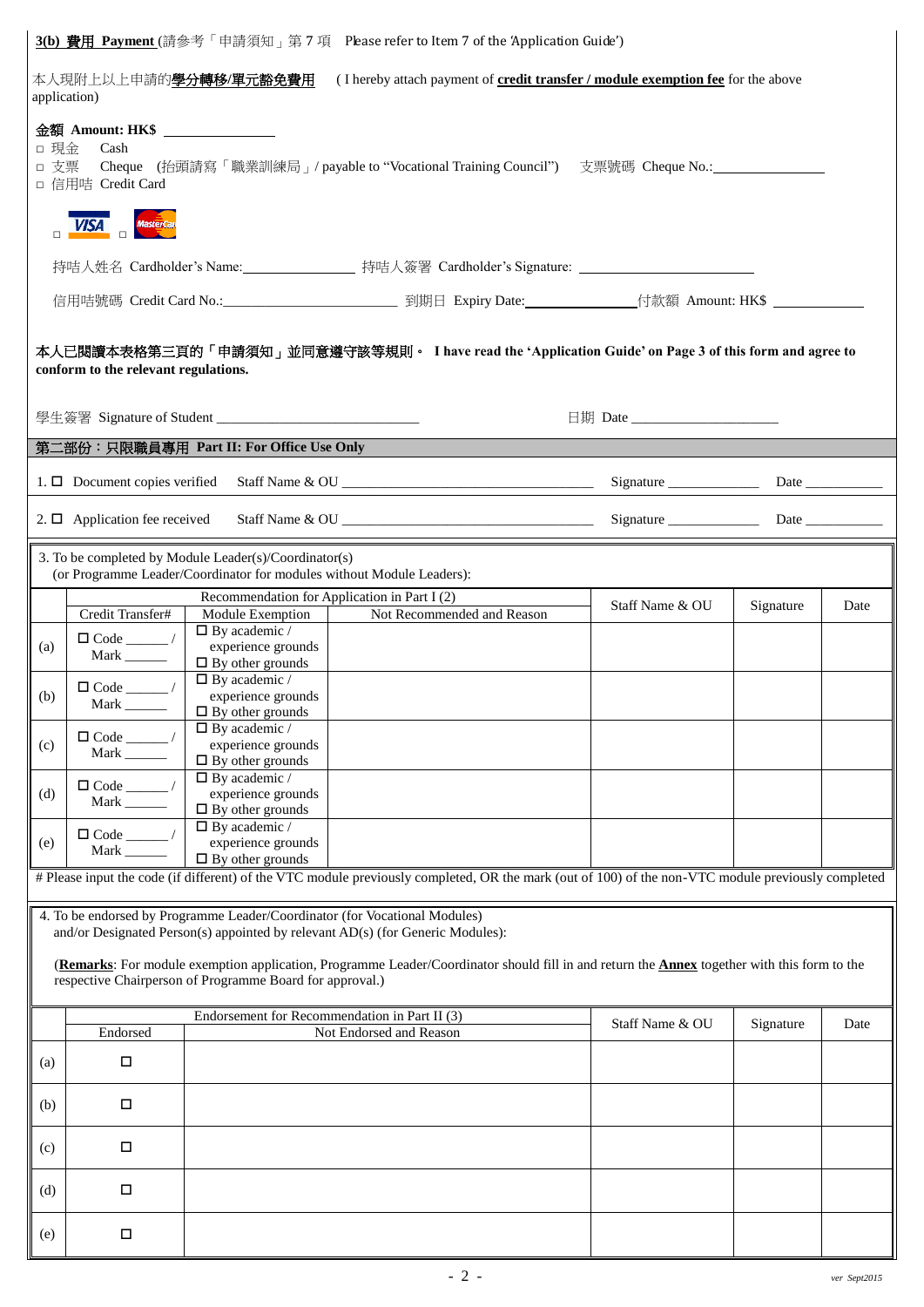**3(b) 費用 Payment** (請參考「申請須知」第 7 項 Please refer to Item 7 of the 'Application Guide')

本人現附上以上申請的**學分轉移/單元豁免費用** (I hereby attach payment of **credit transfer / module exemption fee** for the above application)

**金額 Amount: HK$** ______________

□ 現金 Cash

□ 支票 Cheque (抬頭請寫「職業訓練局」/ payable to "Vocational Training Council") 支票號碼 Cheque No.:______________

□ 信用咭 Credit Card

□ VISA □ MasterCard

持咭人姓名 Cardholder's Name:______________ 持咭人簽署 Cardholder's Signature: ______________

信用咭號碼 Credit Card No.:______________ 到期日 Expiry Date:______________ 付款額 Amount: HK$ ______________

**本人已閱讀本表格第三頁的「申請須知」並同意遵守該等規則。 I have read the 'Application Guide' on Page 3 of this form and agree to conform to the relevant regulations.**

學生簽署 Signature of Student ______________ 日期 Date ______________

## 第二部份：只限職員專用 Part II: For Office Use Only

1. ☐ Document copies verified Staff Name & OU ______________ Signature ______________ Date ______________

2. ☐ Application fee received Staff Name & OU ______________ Signature ______________ Date ______________

3. To be completed by Module Leader(s)/Coordinator(s) (or Programme Leader/Coordinator for modules without Module Leaders):

| | Recommendation for Application in Part I (2) | | | Staff Name & OU | Signature | Date |
|---|---|---|---|---|---|---|
| | Credit Transfer# | Module Exemption | Not Recommended and Reason | | | |
| (a) | ☐ Code ______ / Mark ______ | ☐ By academic / experience grounds ☐ By other grounds | | | | |
| (b) | ☐ Code ______ / Mark ______ | ☐ By academic / experience grounds ☐ By other grounds | | | | |
| (c) | ☐ Code ______ / Mark ______ | ☐ By academic / experience grounds ☐ By other grounds | | | | |
| (d) | ☐ Code ______ / Mark ______ | ☐ By academic / experience grounds ☐ By other grounds | | | | |
| (e) | ☐ Code ______ / Mark ______ | ☐ By academic / experience grounds ☐ By other grounds | | | | |

# Please input the code (if different) of the VTC module previously completed, OR the mark (out of 100) of the non-VTC module previously completed

4. To be endorsed by Programme Leader/Coordinator (for Vocational Modules) and/or Designated Person(s) appointed by relevant AD(s) (for Generic Modules):

(**Remarks**: For module exemption application, Programme Leader/Coordinator should fill in and return the **Annex** together with this form to the respective Chairperson of Programme Board for approval.)

| | Endorsement for Recommendation in Part II (3) | | Staff Name & OU | Signature | Date |
|---|---|---|---|---|---|
| | Endorsed | Not Endorsed and Reason | | | |
| (a) | ☐ | | | | |
| (b) | ☐ | | | | |
| (c) | ☐ | | | | |
| (d) | ☐ | | | | |
| (e) | ☐ | | | | |

ver Sept2015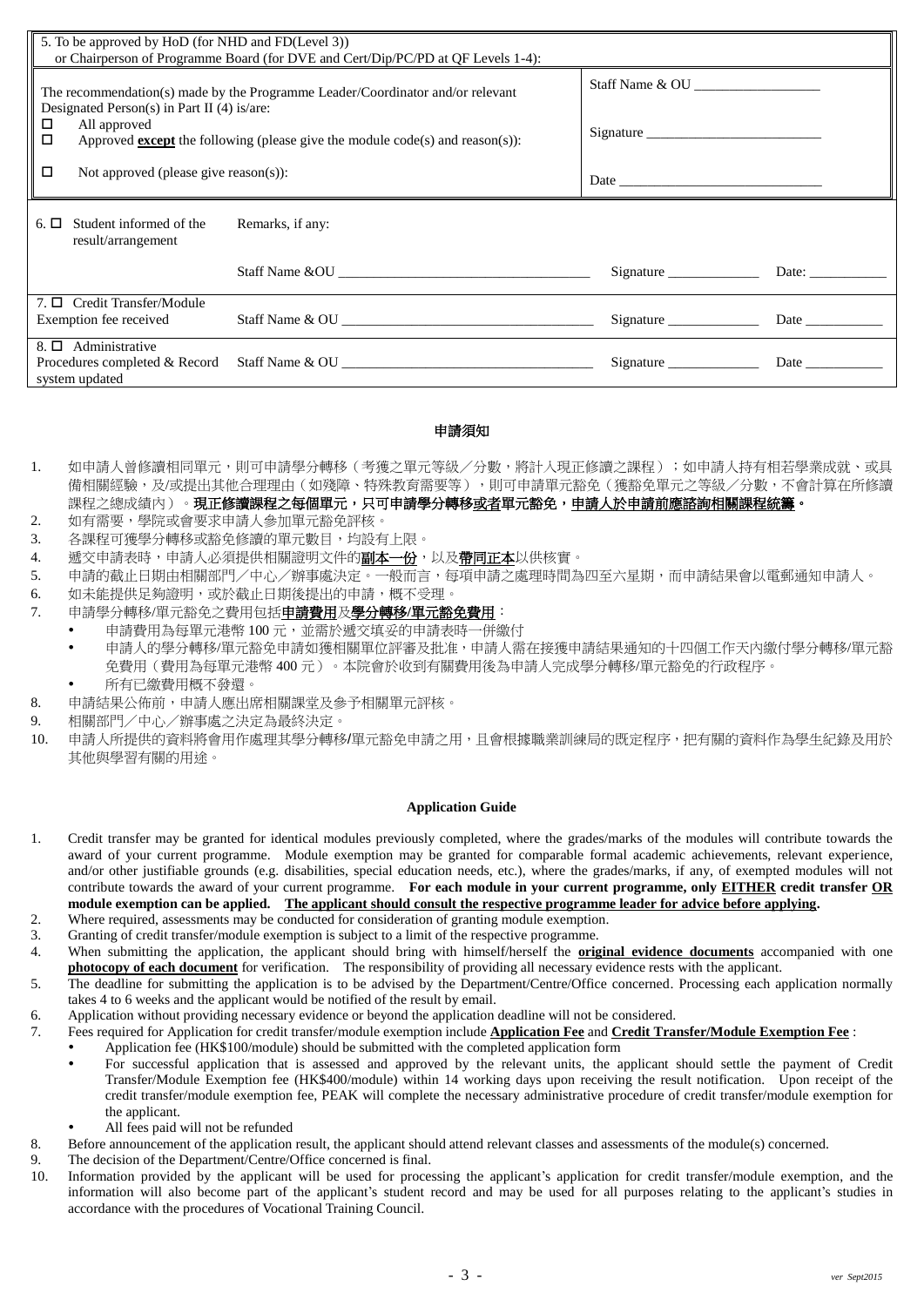| | |
|---|---|
| 5. To be approved by HoD (for NHD and FD(Level 3)) or Chairperson of Programme Board (for DVE and Cert/Dip/PC/PD at QF Levels 1-4): | |
| The recommendation(s) made by the Programme Leader/Coordinator and/or relevant Designated Person(s) in Part II (4) is/are:<br>☐ All approved<br>☐ Approved **except** the following (please give the module code(s) and reason(s)):<br><br>☐ Not approved (please give reason(s)): | Staff Name & OU ________________<br><br>Signature ______________________<br><br>Date __________________________ |

| | | | |
|---|---|---|---|
| 6. ☐ Student informed of the result/arrangement | Remarks, if any:<br><br>Staff Name &OU ________________________________ | Signature ____________ | Date: __________ |
| 7. ☐ Credit Transfer/Module Exemption fee received | Staff Name & OU ________________________________ | Signature ____________ | Date __________ |
| 8. ☐ Administrative Procedures completed & Record system updated | Staff Name & OU ________________________________ | Signature ____________ | Date __________ |

## 申請須知

1. 如申請人曾修讀相同單元，則可申請學分轉移（考獲之單元等級／分數，將計入現正修讀之課程）；如申請人持有相若學業成就、或具備相關經驗，及/或提出其他合理理由（如殘障、特殊教育需要等），則可申請單元豁免（獲豁免單元之等級／分數，不會計算在所修讀課程之總成績內）。**現正修讀課程之每個單元，只可申請學分轉移或者單元豁免，申請人於申請前應諮詢相關課程統籌。**
2. 如有需要，學院或會要求申請人參加單元豁免評核。
3. 各課程可獲學分轉移或豁免修讀的單元數目，均設有上限。
4. 遞交申請表時，申請人必須提供相關證明文件的**副本一份**，以及**帶同正本**以供核實。
5. 申請的截止日期由相關部門／中心／辦事處決定。一般而言，每項申請之處理時間為四至六星期，而申請結果會以電郵通知申請人。
6. 如未能提供足夠證明，或於截止日期後提出的申請，概不受理。
7. 申請學分轉移/單元豁免之費用包括**申請費用**及**學分轉移/單元豁免費用**：
   - 申請費用為每單元港幣 100 元，並需於遞交填妥的申請表時一併繳付
   - 申請人的學分轉移/單元豁免申請如獲相關單位評審及批准，申請人需在接獲申請結果通知的十四個工作天內繳付學分轉移/單元豁免費用（費用為每單元港幣 400 元）。本院會於收到有關費用後為申請人完成學分轉移/單元豁免的行政程序。
   - 所有已繳費用概不發還。
8. 申請結果公佈前，申請人應出席相關課堂及參予相關單元評核。
9. 相關部門／中心／辦事處之決定為最終決定。
10. 申請人所提供的資料將會用作處理其學分轉移/單元豁免申請之用，且會根據職業訓練局的既定程序，把有關的資料作為學生紀錄及用於其他與學習有關的用途。

## Application Guide

1. Credit transfer may be granted for identical modules previously completed, where the grades/marks of the modules will contribute towards the award of your current programme. Module exemption may be granted for comparable formal academic achievements, relevant experience, and/or other justifiable grounds (e.g. disabilities, special education needs, etc.), where the grades/marks, if any, of exempted modules will not contribute towards the award of your current programme. **For each module in your current programme, only EITHER credit transfer OR module exemption can be applied. The applicant should consult the respective programme leader for advice before applying.**
2. Where required, assessments may be conducted for consideration of granting module exemption.
3. Granting of credit transfer/module exemption is subject to a limit of the respective programme.
4. When submitting the application, the applicant should bring with himself/herself the **original evidence documents** accompanied with one **photocopy of each document** for verification. The responsibility of providing all necessary evidence rests with the applicant.
5. The deadline for submitting the application is to be advised by the Department/Centre/Office concerned. Processing each application normally takes 4 to 6 weeks and the applicant would be notified of the result by email.
6. Application without providing necessary evidence or beyond the application deadline will not be considered.
7. Fees required for Application for credit transfer/module exemption include **Application Fee** and **Credit Transfer/Module Exemption Fee** :
   - Application fee (HK$100/module) should be submitted with the completed application form
   - For successful application that is assessed and approved by the relevant units, the applicant should settle the payment of Credit Transfer/Module Exemption fee (HK$400/module) within 14 working days upon receiving the result notification. Upon receipt of the credit transfer/module exemption fee, PEAK will complete the necessary administrative procedure of credit transfer/module exemption for the applicant.
   - All fees paid will not be refunded
8. Before announcement of the application result, the applicant should attend relevant classes and assessments of the module(s) concerned.
9. The decision of the Department/Centre/Office concerned is final.
10. Information provided by the applicant will be used for processing the applicant's application for credit transfer/module exemption, and the information will also become part of the applicant's student record and may be used for all purposes relating to the applicant's studies in accordance with the procedures of Vocational Training Council.

*ver Sept2015*